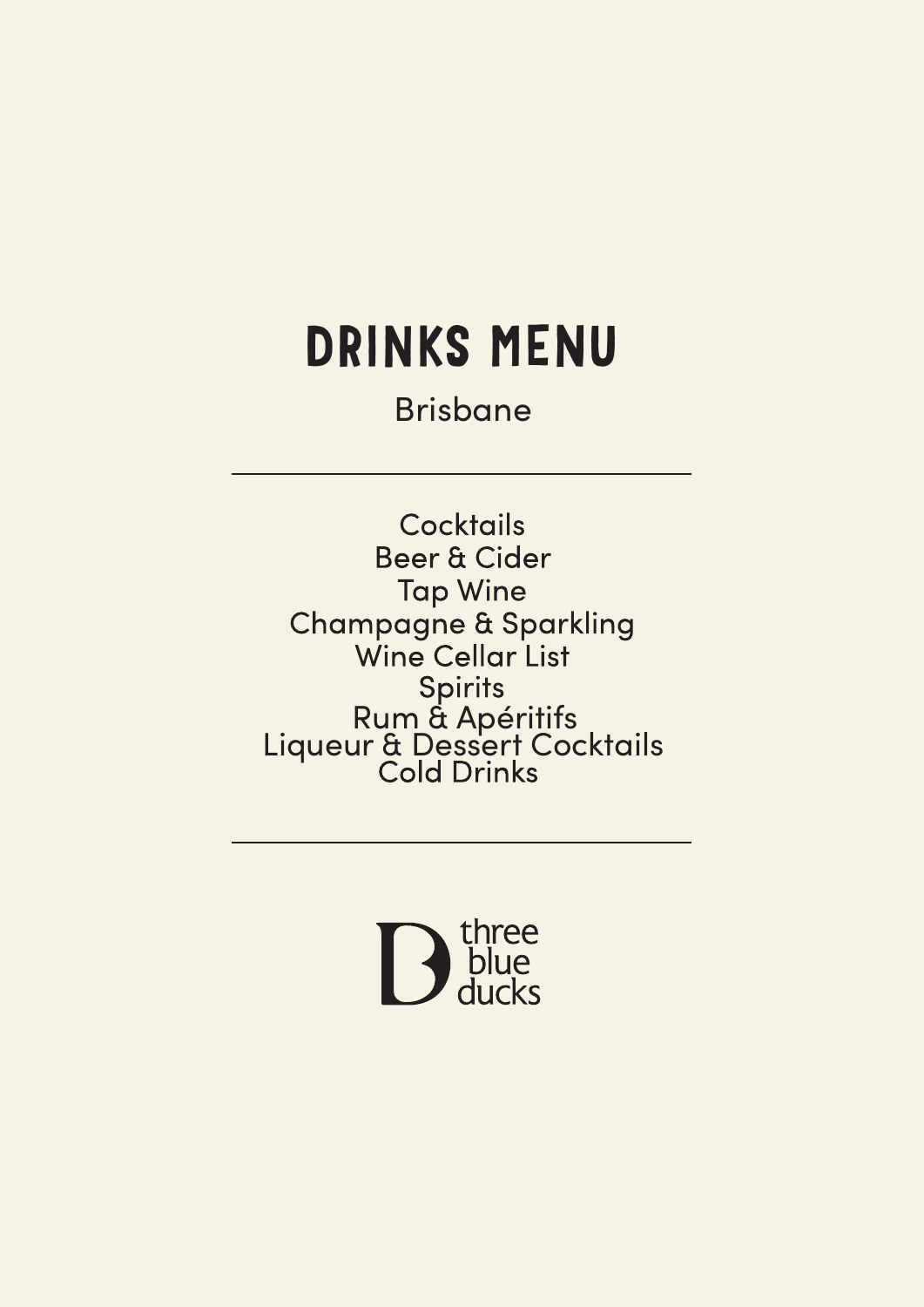# DRINKS MENU

Brisbane

---

Cocktails
Beer & Cider
Tap Wine
Champagne & Sparkling
Wine Cellar List
Spirits
Rum & Apéritifs
Liqueur & Dessert Cocktails
Cold Drinks

---

three blue ducks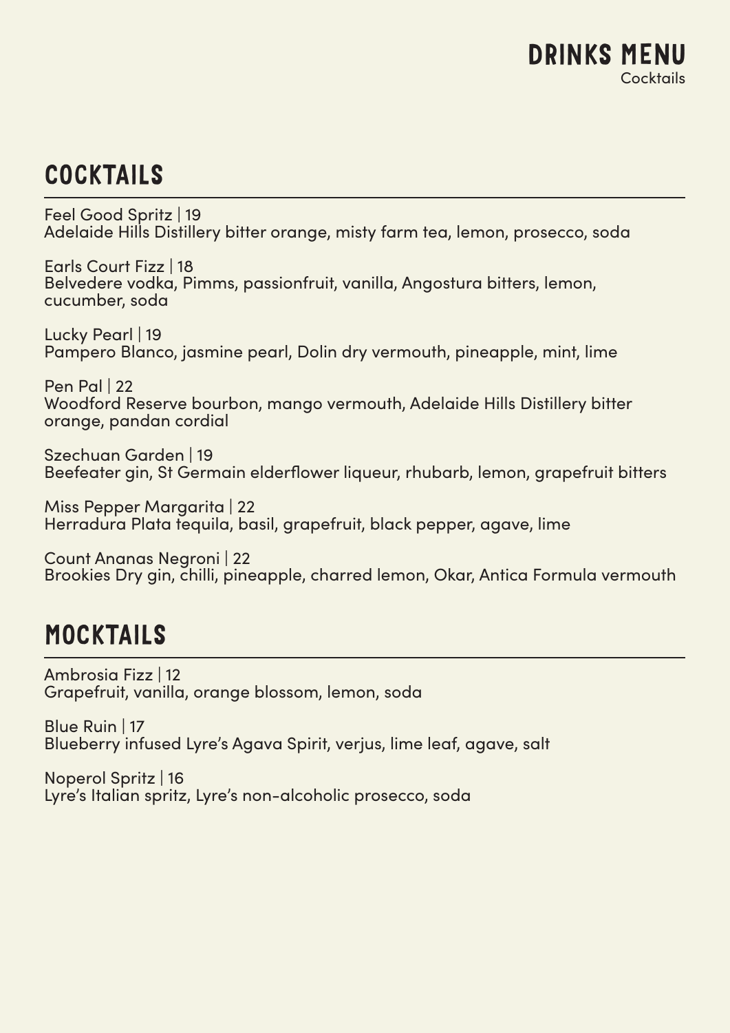# DRINKS MENU

Cocktails

## COCKTAILS

Feel Good Spritz | 19
Adelaide Hills Distillery bitter orange, misty farm tea, lemon, prosecco, soda

Earls Court Fizz | 18
Belvedere vodka, Pimms, passionfruit, vanilla, Angostura bitters, lemon, cucumber, soda

Lucky Pearl | 19
Pampero Blanco, jasmine pearl, Dolin dry vermouth, pineapple, mint, lime

Pen Pal | 22
Woodford Reserve bourbon, mango vermouth, Adelaide Hills Distillery bitter orange, pandan cordial

Szechuan Garden | 19
Beefeater gin, St Germain elderflower liqueur, rhubarb, lemon, grapefruit bitters

Miss Pepper Margarita | 22
Herradura Plata tequila, basil, grapefruit, black pepper, agave, lime

Count Ananas Negroni | 22
Brookies Dry gin, chilli, pineapple, charred lemon, Okar, Antica Formula vermouth

## MOCKTAILS

Ambrosia Fizz | 12
Grapefruit, vanilla, orange blossom, lemon, soda

Blue Ruin | 17
Blueberry infused Lyre's Agava Spirit, verjus, lime leaf, agave, salt

Noperol Spritz | 16
Lyre's Italian spritz, Lyre's non-alcoholic prosecco, soda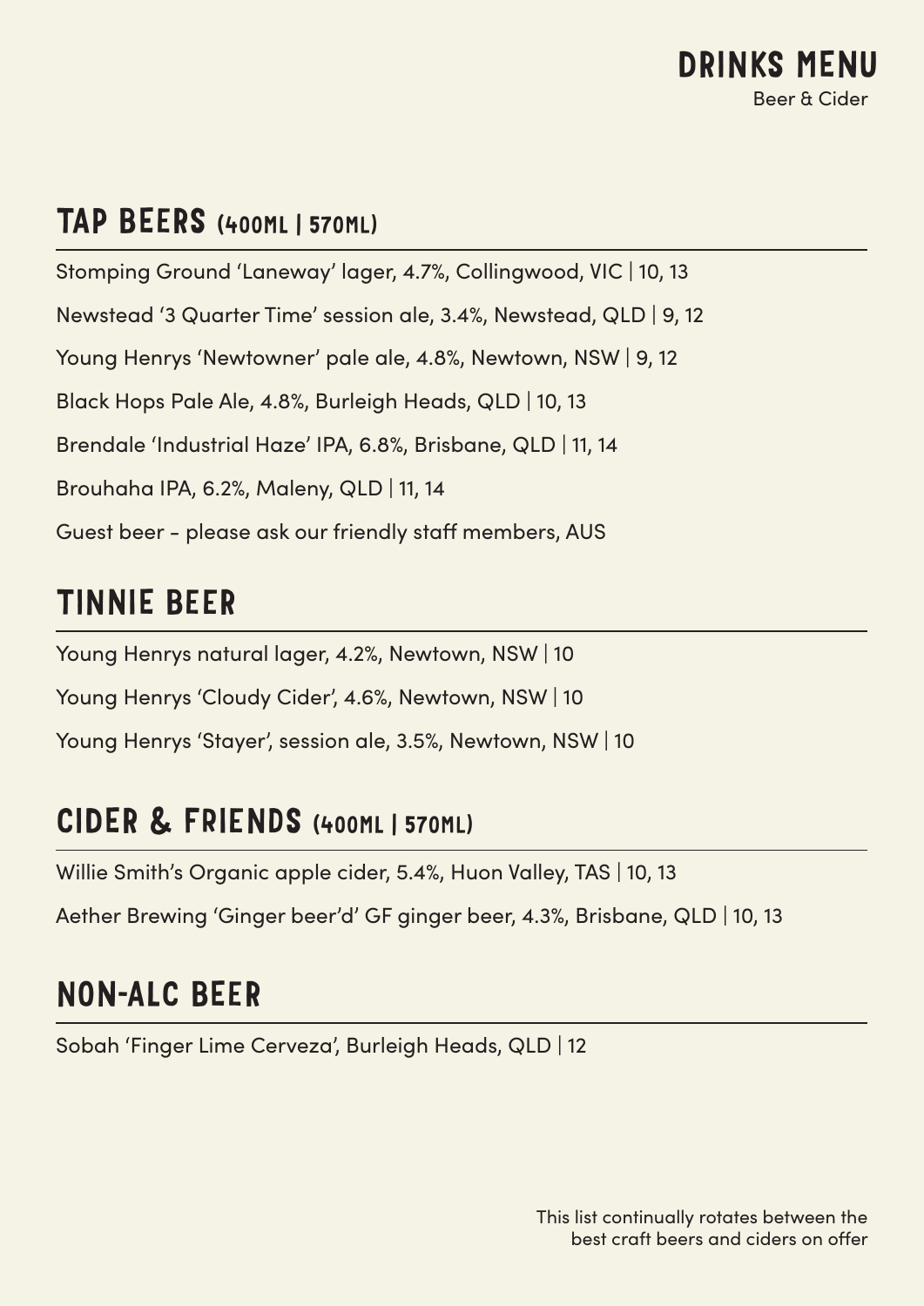# DRINKS MENU

Beer & Cider

## TAP BEERS (400ML | 570ML)

Stomping Ground 'Laneway' lager, 4.7%, Collingwood, VIC | 10, 13

Newstead '3 Quarter Time' session ale, 3.4%, Newstead, QLD | 9, 12

Young Henrys 'Newtowner' pale ale, 4.8%, Newtown, NSW | 9, 12

Black Hops Pale Ale, 4.8%, Burleigh Heads, QLD | 10, 13

Brendale 'Industrial Haze' IPA, 6.8%, Brisbane, QLD | 11, 14

Brouhaha IPA, 6.2%, Maleny, QLD | 11, 14

Guest beer - please ask our friendly staff members, AUS

## TINNIE BEER

Young Henrys natural lager, 4.2%, Newtown, NSW | 10

Young Henrys 'Cloudy Cider', 4.6%, Newtown, NSW | 10

Young Henrys 'Stayer', session ale, 3.5%, Newtown, NSW | 10

## CIDER & FRIENDS (400ML | 570ML)

Willie Smith's Organic apple cider, 5.4%, Huon Valley, TAS | 10, 13

Aether Brewing 'Ginger beer'd' GF ginger beer, 4.3%, Brisbane, QLD | 10, 13

## NON-ALC BEER

Sobah 'Finger Lime Cerveza', Burleigh Heads, QLD | 12

This list continually rotates between the best craft beers and ciders on offer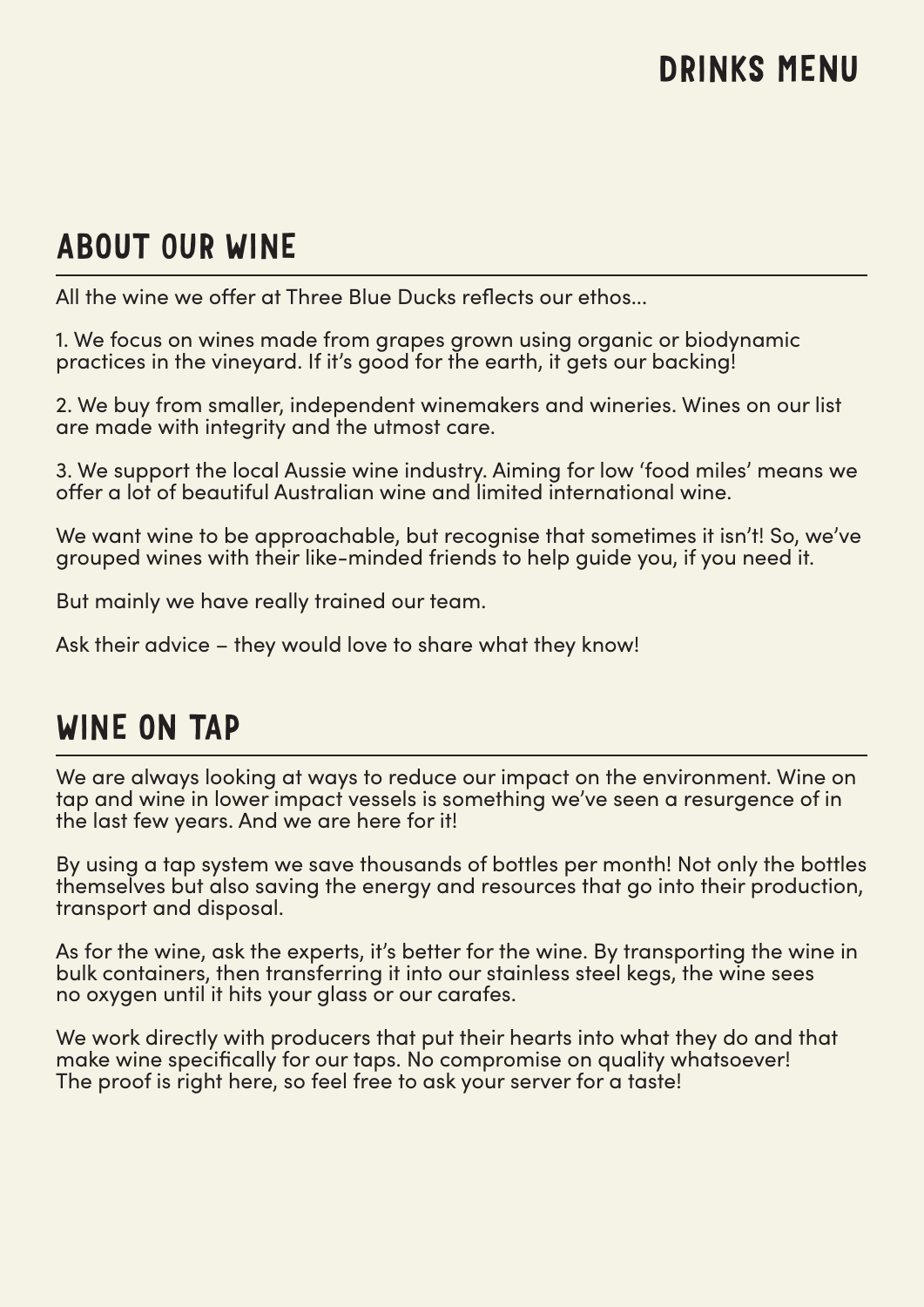# DRINKS MENU

## ABOUT OUR WINE

All the wine we offer at Three Blue Ducks reflects our ethos...

1. We focus on wines made from grapes grown using organic or biodynamic practices in the vineyard. If it's good for the earth, it gets our backing!

2. We buy from smaller, independent winemakers and wineries. Wines on our list are made with integrity and the utmost care.

3. We support the local Aussie wine industry. Aiming for low 'food miles' means we offer a lot of beautiful Australian wine and limited international wine.

We want wine to be approachable, but recognise that sometimes it isn't! So, we've grouped wines with their like-minded friends to help guide you, if you need it.

But mainly we have really trained our team.

Ask their advice – they would love to share what they know!

## WINE ON TAP

We are always looking at ways to reduce our impact on the environment. Wine on tap and wine in lower impact vessels is something we've seen a resurgence of in the last few years. And we are here for it!

By using a tap system we save thousands of bottles per month! Not only the bottles themselves but also saving the energy and resources that go into their production, transport and disposal.

As for the wine, ask the experts, it's better for the wine. By transporting the wine in bulk containers, then transferring it into our stainless steel kegs, the wine sees no oxygen until it hits your glass or our carafes.

We work directly with producers that put their hearts into what they do and that make wine specifically for our taps. No compromise on quality whatsoever! The proof is right here, so feel free to ask your server for a taste!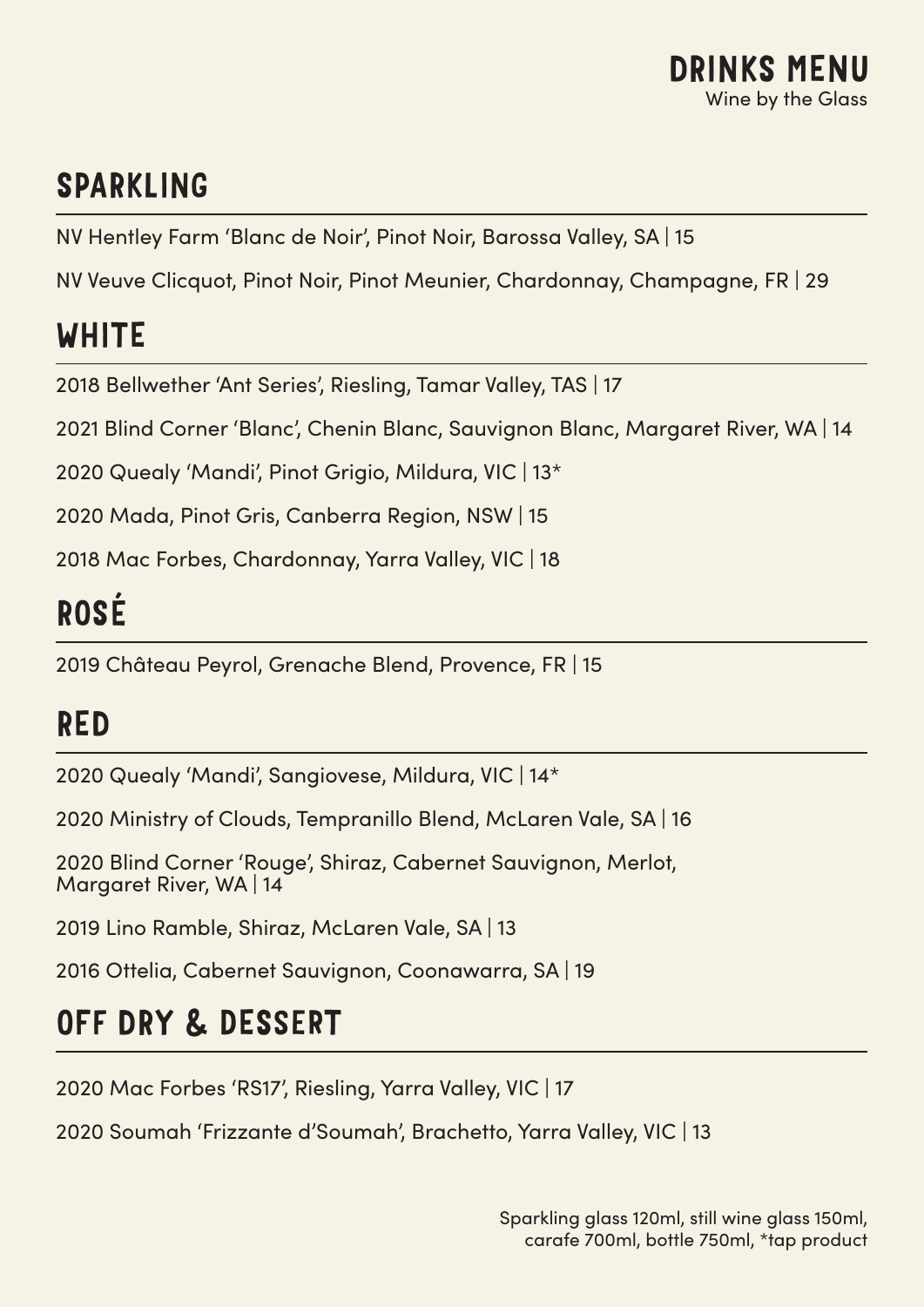# DRINKS MENU

Wine by the Glass

## SPARKLING

NV Hentley Farm 'Blanc de Noir', Pinot Noir, Barossa Valley, SA | 15

NV Veuve Clicquot, Pinot Noir, Pinot Meunier, Chardonnay, Champagne, FR | 29

## WHITE

2018 Bellwether 'Ant Series', Riesling, Tamar Valley, TAS | 17

2021 Blind Corner 'Blanc', Chenin Blanc, Sauvignon Blanc, Margaret River, WA | 14

2020 Quealy 'Mandi', Pinot Grigio, Mildura, VIC | 13*

2020 Mada, Pinot Gris, Canberra Region, NSW | 15

2018 Mac Forbes, Chardonnay, Yarra Valley, VIC | 18

## ROSÉ

2019 Château Peyrol, Grenache Blend, Provence, FR | 15

## RED

2020 Quealy 'Mandi', Sangiovese, Mildura, VIC | 14*

2020 Ministry of Clouds, Tempranillo Blend, McLaren Vale, SA | 16

2020 Blind Corner 'Rouge', Shiraz, Cabernet Sauvignon, Merlot, Margaret River, WA | 14

2019 Lino Ramble, Shiraz, McLaren Vale, SA | 13

2016 Ottelia, Cabernet Sauvignon, Coonawarra, SA | 19

## OFF DRY & DESSERT

2020 Mac Forbes 'RS17', Riesling, Yarra Valley, VIC | 17

2020 Soumah 'Frizzante d'Soumah', Brachetto, Yarra Valley, VIC | 13

Sparkling glass 120ml, still wine glass 150ml, carafe 700ml, bottle 750ml, *tap product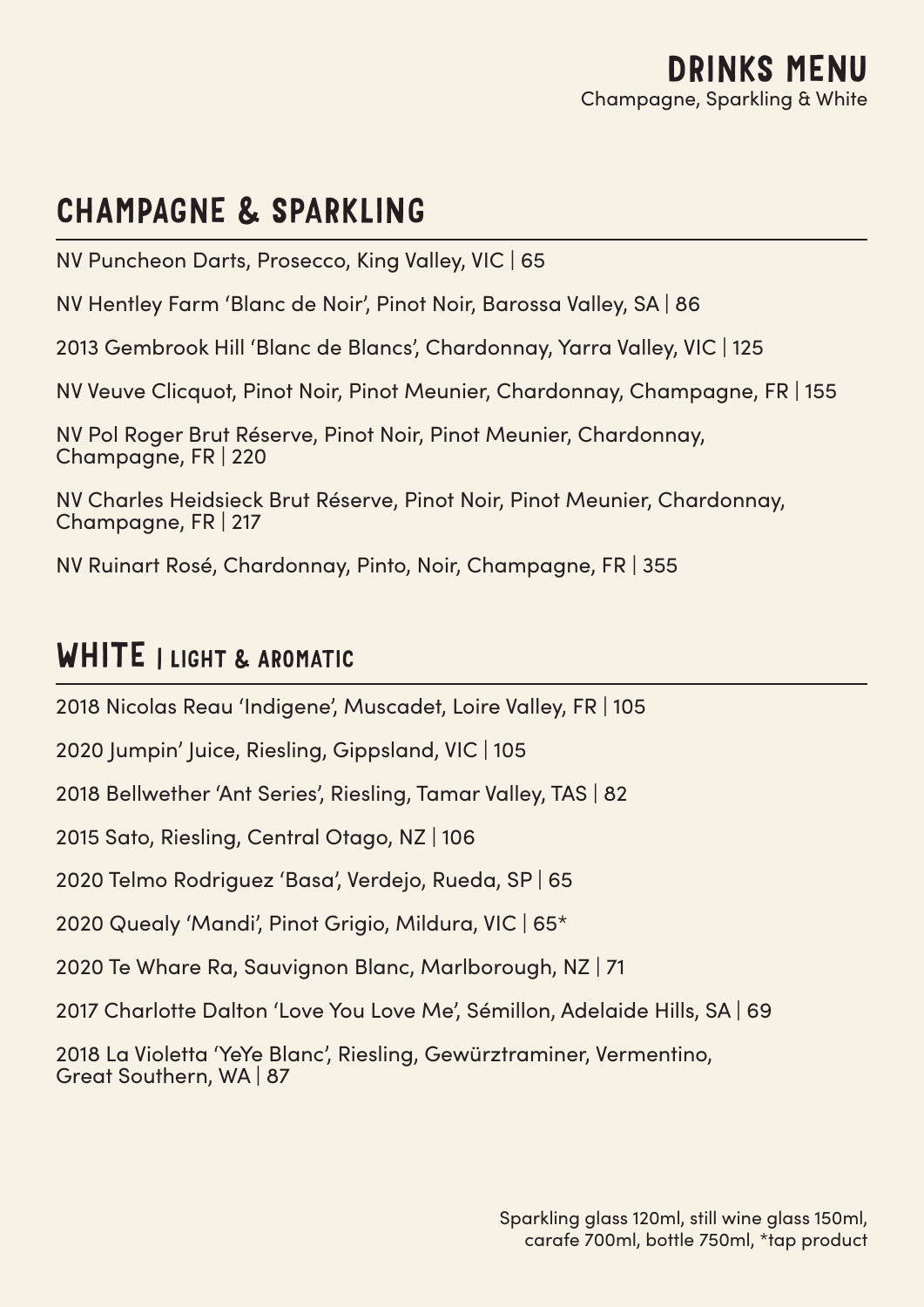# DRINKS MENU

Champagne, Sparkling & White

## CHAMPAGNE & SPARKLING

NV Puncheon Darts, Prosecco, King Valley, VIC | 65

NV Hentley Farm 'Blanc de Noir', Pinot Noir, Barossa Valley, SA | 86

2013 Gembrook Hill 'Blanc de Blancs', Chardonnay, Yarra Valley, VIC | 125

NV Veuve Clicquot, Pinot Noir, Pinot Meunier, Chardonnay, Champagne, FR | 155

NV Pol Roger Brut Réserve, Pinot Noir, Pinot Meunier, Chardonnay, Champagne, FR | 220

NV Charles Heidsieck Brut Réserve, Pinot Noir, Pinot Meunier, Chardonnay, Champagne, FR | 217

NV Ruinart Rosé, Chardonnay, Pinto, Noir, Champagne, FR | 355

## WHITE | LIGHT & AROMATIC

2018 Nicolas Reau 'Indigene', Muscadet, Loire Valley, FR | 105

2020 Jumpin' Juice, Riesling, Gippsland, VIC | 105

2018 Bellwether 'Ant Series', Riesling, Tamar Valley, TAS | 82

2015 Sato, Riesling, Central Otago, NZ | 106

2020 Telmo Rodriguez 'Basa', Verdejo, Rueda, SP | 65

2020 Quealy 'Mandi', Pinot Grigio, Mildura, VIC | 65*

2020 Te Whare Ra, Sauvignon Blanc, Marlborough, NZ | 71

2017 Charlotte Dalton 'Love You Love Me', Sémillon, Adelaide Hills, SA | 69

2018 La Violetta 'YeYe Blanc', Riesling, Gewürztraminer, Vermentino, Great Southern, WA | 87

Sparkling glass 120ml, still wine glass 150ml, carafe 700ml, bottle 750ml, *tap product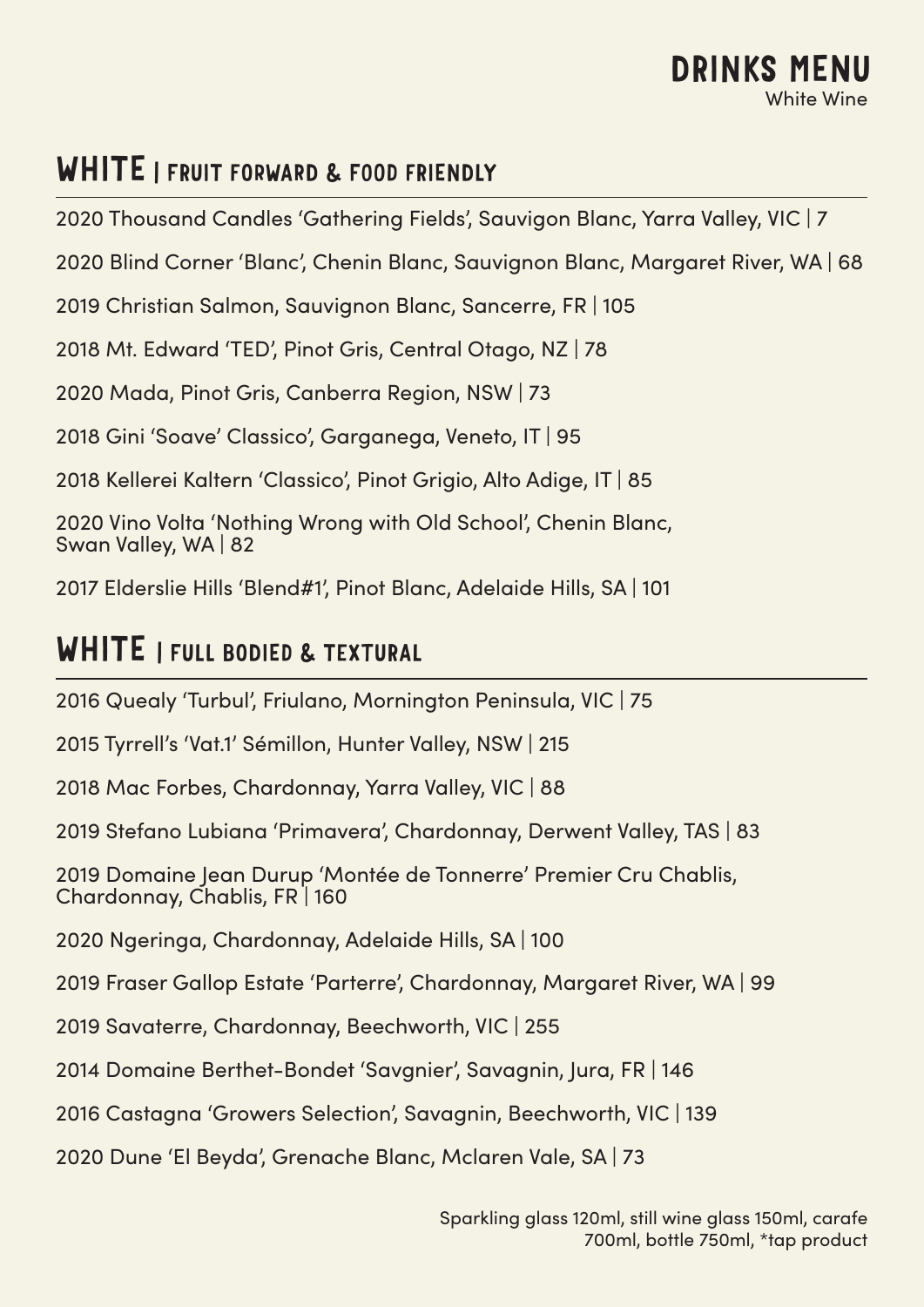# DRINKS MENU

White Wine

## WHITE | FRUIT FORWARD & FOOD FRIENDLY

2020 Thousand Candles 'Gathering Fields', Sauvigon Blanc, Yarra Valley, VIC | 7

2020 Blind Corner 'Blanc', Chenin Blanc, Sauvignon Blanc, Margaret River, WA | 68

2019 Christian Salmon, Sauvignon Blanc, Sancerre, FR | 105

2018 Mt. Edward 'TED', Pinot Gris, Central Otago, NZ | 78

2020 Mada, Pinot Gris, Canberra Region, NSW | 73

2018 Gini 'Soave' Classico', Garganega, Veneto, IT | 95

2018 Kellerei Kaltern 'Classico', Pinot Grigio, Alto Adige, IT | 85

2020 Vino Volta 'Nothing Wrong with Old School', Chenin Blanc, Swan Valley, WA | 82

2017 Elderslie Hills 'Blend#1', Pinot Blanc, Adelaide Hills, SA | 101

## WHITE | FULL BODIED & TEXTURAL

2016 Quealy 'Turbul', Friulano, Mornington Peninsula, VIC | 75

2015 Tyrrell's 'Vat.1' Sémillon, Hunter Valley, NSW | 215

2018 Mac Forbes, Chardonnay, Yarra Valley, VIC | 88

2019 Stefano Lubiana 'Primavera', Chardonnay, Derwent Valley, TAS | 83

2019 Domaine Jean Durup 'Montée de Tonnerre' Premier Cru Chablis, Chardonnay, Chablis, FR | 160

2020 Ngeringa, Chardonnay, Adelaide Hills, SA | 100

2019 Fraser Gallop Estate 'Parterre', Chardonnay, Margaret River, WA | 99

2019 Savaterre, Chardonnay, Beechworth, VIC | 255

2014 Domaine Berthet-Bondet 'Savgnier', Savagnin, Jura, FR | 146

2016 Castagna 'Growers Selection', Savagnin, Beechworth, VIC | 139

2020 Dune 'El Beyda', Grenache Blanc, Mclaren Vale, SA | 73

Sparkling glass 120ml, still wine glass 150ml, carafe 700ml, bottle 750ml, *tap product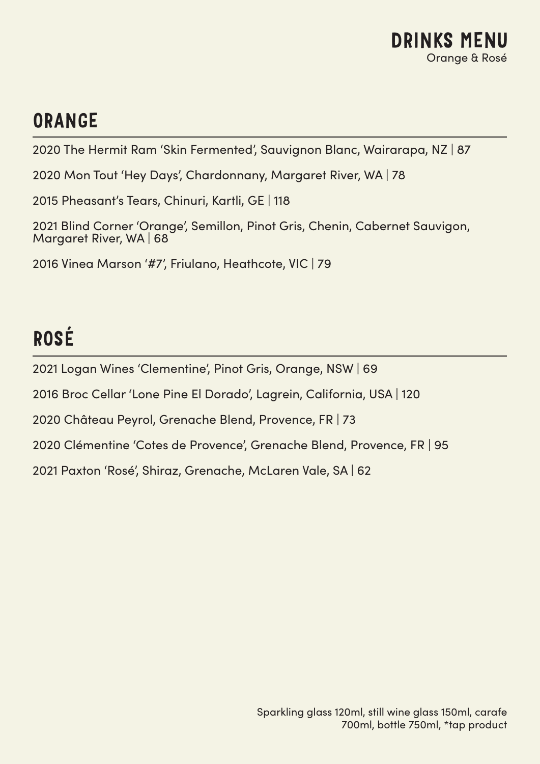# DRINKS MENU

Orange & Rosé

## ORANGE

2020 The Hermit Ram 'Skin Fermented', Sauvignon Blanc, Wairarapa, NZ | 87

2020 Mon Tout 'Hey Days', Chardonnany, Margaret River, WA | 78

2015 Pheasant's Tears, Chinuri, Kartli, GE | 118

2021 Blind Corner 'Orange', Semillon, Pinot Gris, Chenin, Cabernet Sauvigon, Margaret River, WA | 68

2016 Vinea Marson '#7', Friulano, Heathcote, VIC | 79

## ROSÉ

2021 Logan Wines 'Clementine', Pinot Gris, Orange, NSW | 69

2016 Broc Cellar 'Lone Pine El Dorado', Lagrein, California, USA | 120

2020 Château Peyrol, Grenache Blend, Provence, FR | 73

2020 Clémentine 'Cotes de Provence', Grenache Blend, Provence, FR | 95

2021 Paxton 'Rosé', Shiraz, Grenache, McLaren Vale, SA | 62

Sparkling glass 120ml, still wine glass 150ml, carafe 700ml, bottle 750ml, *tap product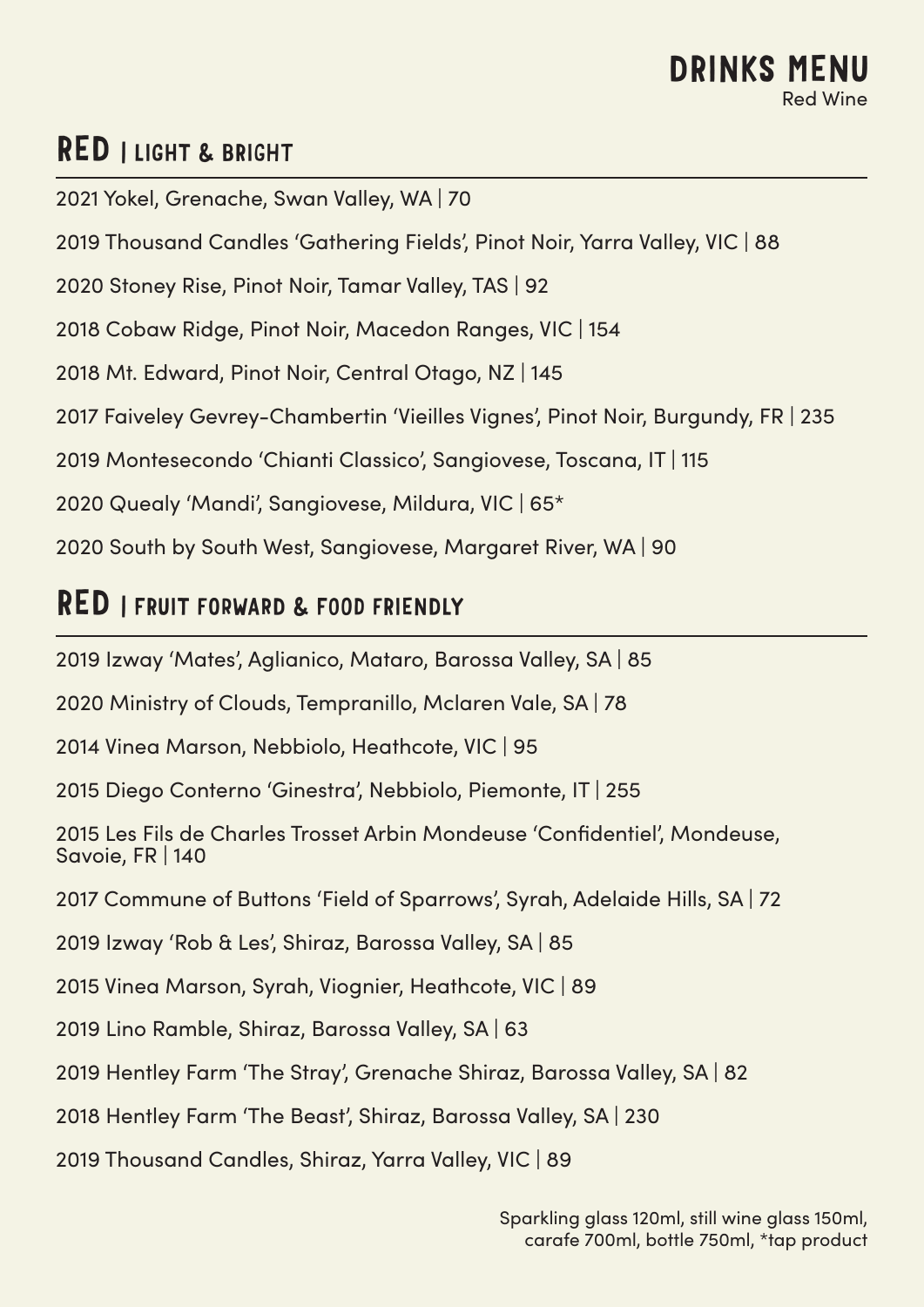# DRINKS MENU

Red Wine

## RED | LIGHT & BRIGHT

2021 Yokel, Grenache, Swan Valley, WA | 70

2019 Thousand Candles 'Gathering Fields', Pinot Noir, Yarra Valley, VIC | 88

2020 Stoney Rise, Pinot Noir, Tamar Valley, TAS | 92

2018 Cobaw Ridge, Pinot Noir, Macedon Ranges, VIC | 154

2018 Mt. Edward, Pinot Noir, Central Otago, NZ | 145

2017 Faiveley Gevrey-Chambertin 'Vieilles Vignes', Pinot Noir, Burgundy, FR | 235

2019 Montesecondo 'Chianti Classico', Sangiovese, Toscana, IT | 115

2020 Quealy 'Mandi', Sangiovese, Mildura, VIC | 65*

2020 South by South West, Sangiovese, Margaret River, WA | 90

## RED | FRUIT FORWARD & FOOD FRIENDLY

2019 Izway 'Mates', Aglianico, Mataro, Barossa Valley, SA | 85

2020 Ministry of Clouds, Tempranillo, Mclaren Vale, SA | 78

2014 Vinea Marson, Nebbiolo, Heathcote, VIC | 95

2015 Diego Conterno 'Ginestra', Nebbiolo, Piemonte, IT | 255

2015 Les Fils de Charles Trosset Arbin Mondeuse 'Confidentiel', Mondeuse, Savoie, FR | 140

2017 Commune of Buttons 'Field of Sparrows', Syrah, Adelaide Hills, SA | 72

2019 Izway 'Rob & Les', Shiraz, Barossa Valley, SA | 85

2015 Vinea Marson, Syrah, Viognier, Heathcote, VIC | 89

2019 Lino Ramble, Shiraz, Barossa Valley, SA | 63

2019 Hentley Farm 'The Stray', Grenache Shiraz, Barossa Valley, SA | 82

2018 Hentley Farm 'The Beast', Shiraz, Barossa Valley, SA | 230

2019 Thousand Candles, Shiraz, Yarra Valley, VIC | 89

Sparkling glass 120ml, still wine glass 150ml, carafe 700ml, bottle 750ml, *tap product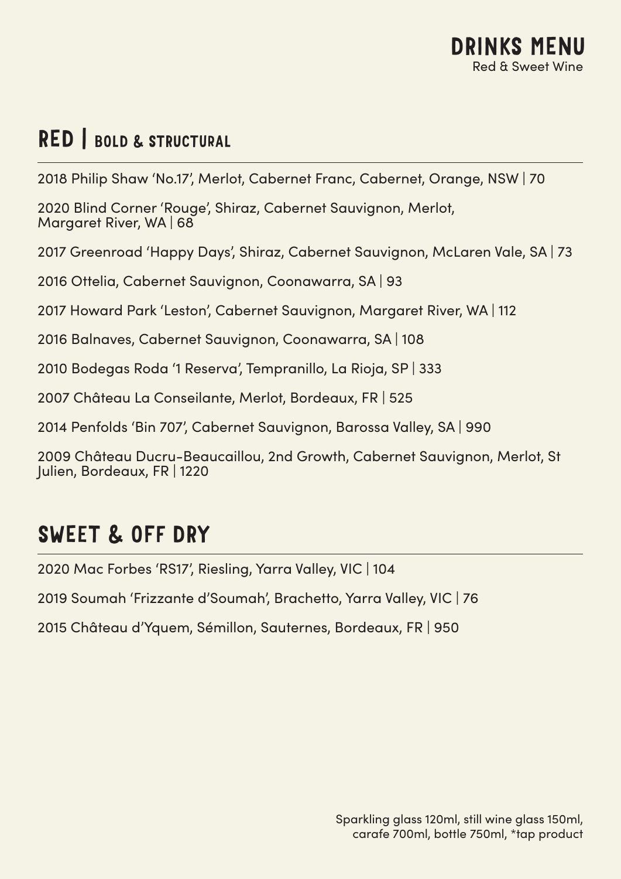# DRINKS MENU
Red & Sweet Wine

## RED | BOLD & STRUCTURAL

2018 Philip Shaw 'No.17', Merlot, Cabernet Franc, Cabernet, Orange, NSW | 70

2020 Blind Corner 'Rouge', Shiraz, Cabernet Sauvignon, Merlot, Margaret River, WA | 68

2017 Greenroad 'Happy Days', Shiraz, Cabernet Sauvignon, McLaren Vale, SA | 73

2016 Ottelia, Cabernet Sauvignon, Coonawarra, SA | 93

2017 Howard Park 'Leston', Cabernet Sauvignon, Margaret River, WA | 112

2016 Balnaves, Cabernet Sauvignon, Coonawarra, SA | 108

2010 Bodegas Roda '1 Reserva', Tempranillo, La Rioja, SP | 333

2007 Château La Conseilante, Merlot, Bordeaux, FR | 525

2014 Penfolds 'Bin 707', Cabernet Sauvignon, Barossa Valley, SA | 990

2009 Château Ducru-Beaucaillou, 2nd Growth, Cabernet Sauvignon, Merlot, St Julien, Bordeaux, FR | 1220

## SWEET & OFF DRY

2020 Mac Forbes 'RS17', Riesling, Yarra Valley, VIC | 104

2019 Soumah 'Frizzante d'Soumah', Brachetto, Yarra Valley, VIC | 76

2015 Château d'Yquem, Sémillon, Sauternes, Bordeaux, FR | 950

Sparkling glass 120ml, still wine glass 150ml, carafe 700ml, bottle 750ml, *tap product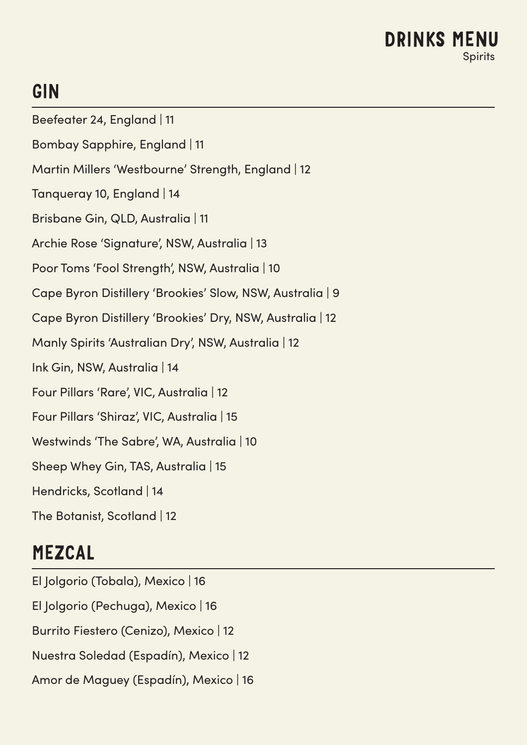# DRINKS MENU

Spirits

## GIN

Beefeater 24, England | 11

Bombay Sapphire, England | 11

Martin Millers 'Westbourne' Strength, England | 12

Tanqueray 10, England | 14

Brisbane Gin, QLD, Australia | 11

Archie Rose 'Signature', NSW, Australia | 13

Poor Toms 'Fool Strength', NSW, Australia | 10

Cape Byron Distillery 'Brookies' Slow, NSW, Australia | 9

Cape Byron Distillery 'Brookies' Dry, NSW, Australia | 12

Manly Spirits 'Australian Dry', NSW, Australia | 12

Ink Gin, NSW, Australia | 14

Four Pillars 'Rare', VIC, Australia | 12

Four Pillars 'Shiraz', VIC, Australia | 15

Westwinds 'The Sabre', WA, Australia | 10

Sheep Whey Gin, TAS, Australia | 15

Hendricks, Scotland | 14

The Botanist, Scotland | 12

## MEZCAL

El Jolgorio (Tobala), Mexico | 16

El Jolgorio (Pechuga), Mexico | 16

Burrito Fiestero (Cenizo), Mexico | 12

Nuestra Soledad (Espadín), Mexico | 12

Amor de Maguey (Espadín), Mexico | 16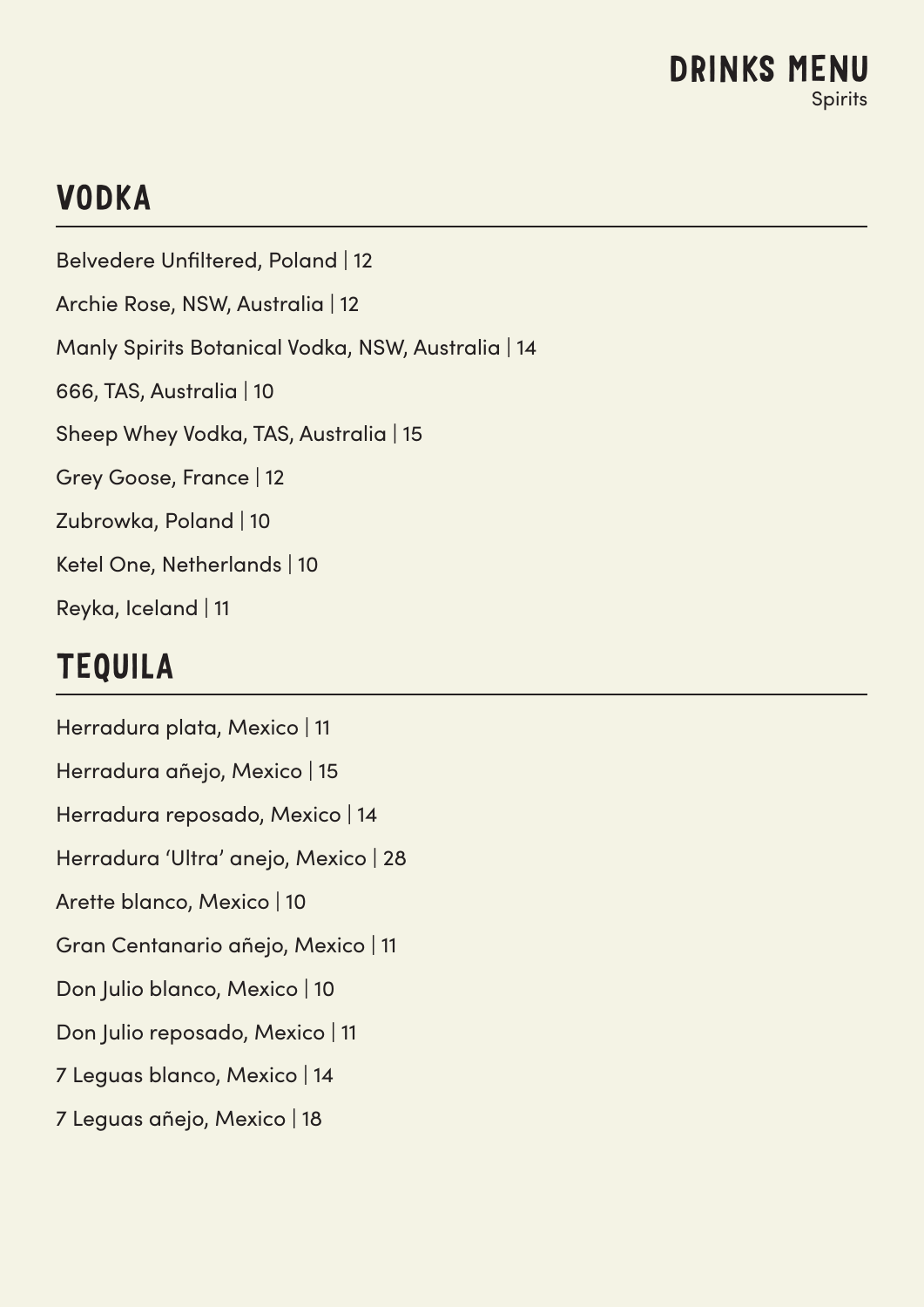# DRINKS MENU

Spirits

## VODKA

Belvedere Unfiltered, Poland | 12

Archie Rose, NSW, Australia | 12

Manly Spirits Botanical Vodka, NSW, Australia | 14

666, TAS, Australia | 10

Sheep Whey Vodka, TAS, Australia | 15

Grey Goose, France | 12

Zubrowka, Poland | 10

Ketel One, Netherlands | 10

Reyka, Iceland | 11

## TEQUILA

Herradura plata, Mexico | 11

Herradura añejo, Mexico | 15

Herradura reposado, Mexico | 14

Herradura 'Ultra' anejo, Mexico | 28

Arette blanco, Mexico | 10

Gran Centanario añejo, Mexico | 11

Don Julio blanco, Mexico | 10

Don Julio reposado, Mexico | 11

7 Leguas blanco, Mexico | 14

7 Leguas añejo, Mexico | 18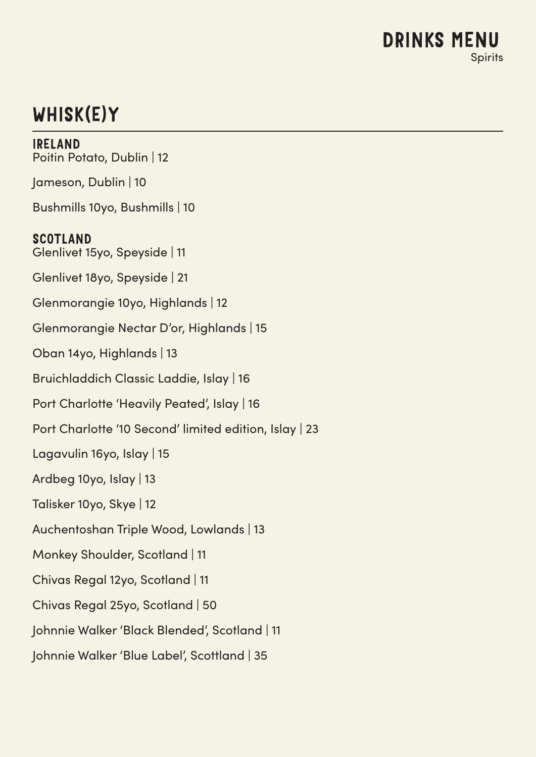# DRINKS MENU

Spirits

## WHISK(E)Y

### IRELAND

Poitin Potato, Dublin | 12

Jameson, Dublin | 10

Bushmills 10yo, Bushmills | 10

### SCOTLAND

Glenlivet 15yo, Speyside | 11

Glenlivet 18yo, Speyside | 21

Glenmorangie 10yo, Highlands | 12

Glenmorangie Nectar D'or, Highlands | 15

Oban 14yo, Highlands | 13

Bruichladdich Classic Laddie, Islay | 16

Port Charlotte 'Heavily Peated', Islay | 16

Port Charlotte '10 Second' limited edition, Islay | 23

Lagavulin 16yo, Islay | 15

Ardbeg 10yo, Islay | 13

Talisker 10yo, Skye | 12

Auchentoshan Triple Wood, Lowlands | 13

Monkey Shoulder, Scotland | 11

Chivas Regal 12yo, Scotland | 11

Chivas Regal 25yo, Scotland | 50

Johnnie Walker 'Black Blended', Scotland | 11

Johnnie Walker 'Blue Label', Scottland | 35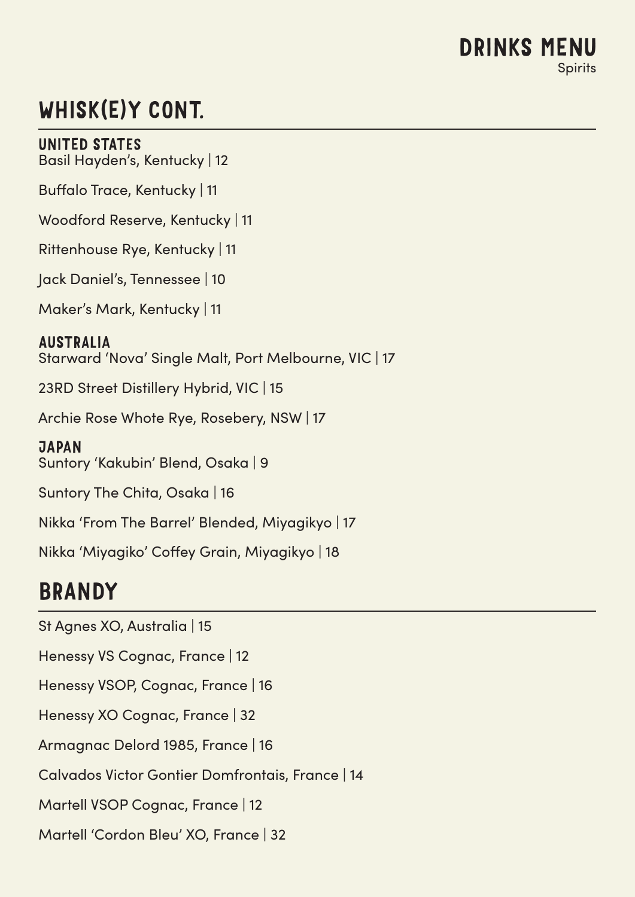# DRINKS MENU
Spirits

## WHISK(E)Y CONT.

### UNITED STATES

Basil Hayden's, Kentucky | 12

Buffalo Trace, Kentucky | 11

Woodford Reserve, Kentucky | 11

Rittenhouse Rye, Kentucky | 11

Jack Daniel's, Tennessee | 10

Maker's Mark, Kentucky | 11

### AUSTRALIA

Starward 'Nova' Single Malt, Port Melbourne, VIC | 17

23RD Street Distillery Hybrid, VIC | 15

Archie Rose Whote Rye, Rosebery, NSW | 17

### JAPAN

Suntory 'Kakubin' Blend, Osaka | 9

Suntory The Chita, Osaka | 16

Nikka 'From The Barrel' Blended, Miyagikyo | 17

Nikka 'Miyagiko' Coffey Grain, Miyagikyo | 18

## BRANDY

St Agnes XO, Australia | 15

Henessy VS Cognac, France | 12

Henessy VSOP, Cognac, France | 16

Henessy XO Cognac, France | 32

Armagnac Delord 1985, France | 16

Calvados Victor Gontier Domfrontais, France | 14

Martell VSOP Cognac, France | 12

Martell 'Cordon Bleu' XO, France | 32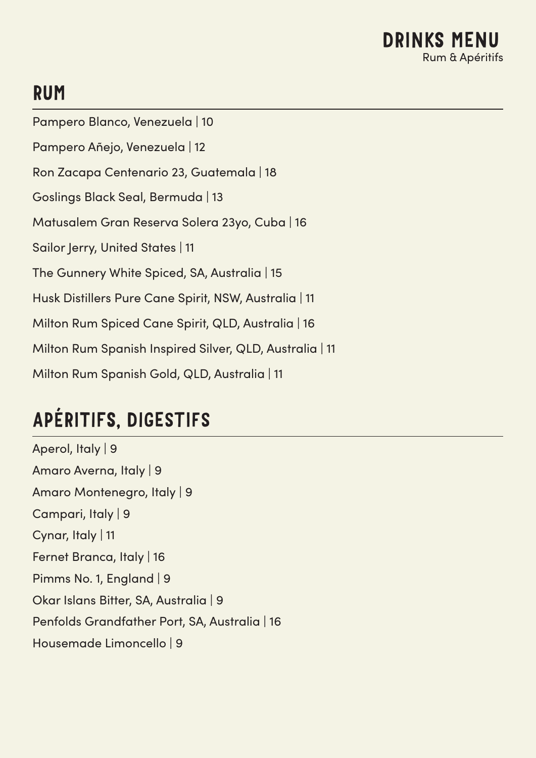# DRINKS MENU

Rum & Apéritifs

## RUM

Pampero Blanco, Venezuela | 10

Pampero Añejo, Venezuela | 12

Ron Zacapa Centenario 23, Guatemala | 18

Goslings Black Seal, Bermuda | 13

Matusalem Gran Reserva Solera 23yo, Cuba | 16

Sailor Jerry, United States | 11

The Gunnery White Spiced, SA, Australia | 15

Husk Distillers Pure Cane Spirit, NSW, Australia | 11

Milton Rum Spiced Cane Spirit, QLD, Australia | 16

Milton Rum Spanish Inspired Silver, QLD, Australia | 11

Milton Rum Spanish Gold, QLD, Australia | 11

## APÉRITIFS, DIGESTIFS

Aperol, Italy | 9

Amaro Averna, Italy | 9

Amaro Montenegro, Italy | 9

Campari, Italy | 9

Cynar, Italy | 11

Fernet Branca, Italy | 16

Pimms No. 1, England | 9

Okar Islans Bitter, SA, Australia | 9

Penfolds Grandfather Port, SA, Australia | 16

Housemade Limoncello | 9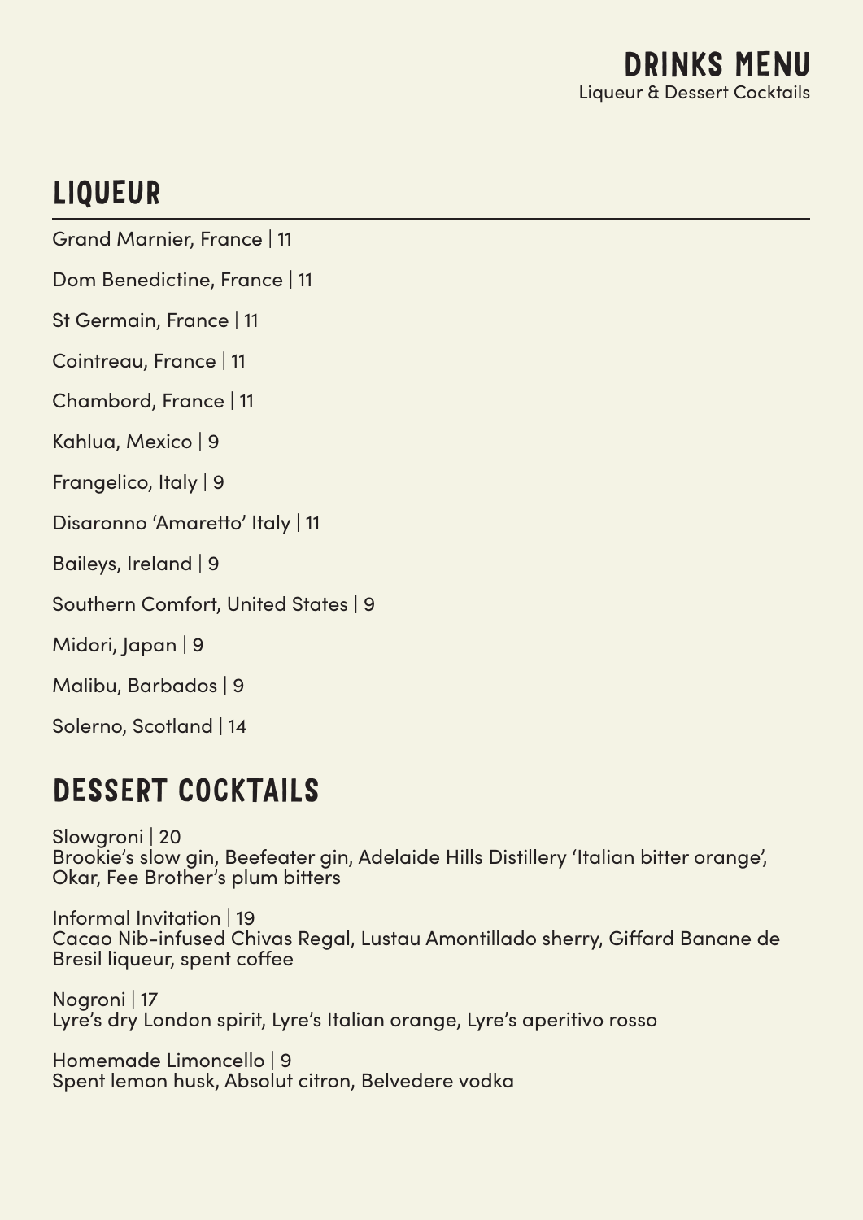# DRINKS MENU

Liqueur & Dessert Cocktails

## LIQUEUR

Grand Marnier, France | 11

Dom Benedictine, France | 11

St Germain, France | 11

Cointreau, France | 11

Chambord, France | 11

Kahlua, Mexico | 9

Frangelico, Italy | 9

Disaronno 'Amaretto' Italy | 11

Baileys, Ireland | 9

Southern Comfort, United States | 9

Midori, Japan | 9

Malibu, Barbados | 9

Solerno, Scotland | 14

## DESSERT COCKTAILS

Slowgroni | 20
Brookie's slow gin, Beefeater gin, Adelaide Hills Distillery 'Italian bitter orange', Okar, Fee Brother's plum bitters

Informal Invitation | 19
Cacao Nib-infused Chivas Regal, Lustau Amontillado sherry, Giffard Banane de Bresil liqueur, spent coffee

Nogroni | 17
Lyre's dry London spirit, Lyre's Italian orange, Lyre's aperitivo rosso

Homemade Limoncello | 9
Spent lemon husk, Absolut citron, Belvedere vodka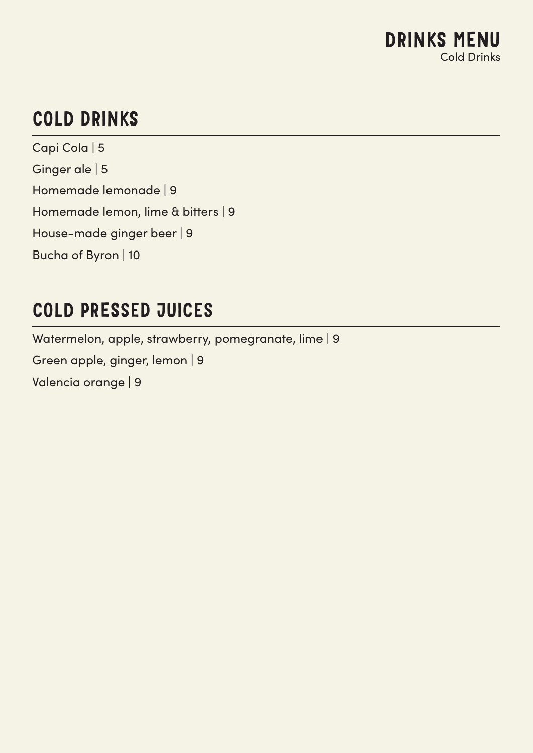## COLD DRINKS

Capi Cola | 5

Ginger ale | 5

Homemade lemonade | 9

Homemade lemon, lime & bitters | 9

House-made ginger beer | 9

Bucha of Byron | 10

## COLD PRESSED JUICES

Watermelon, apple, strawberry, pomegranate, lime | 9

Green apple, ginger, lemon | 9

Valencia orange | 9